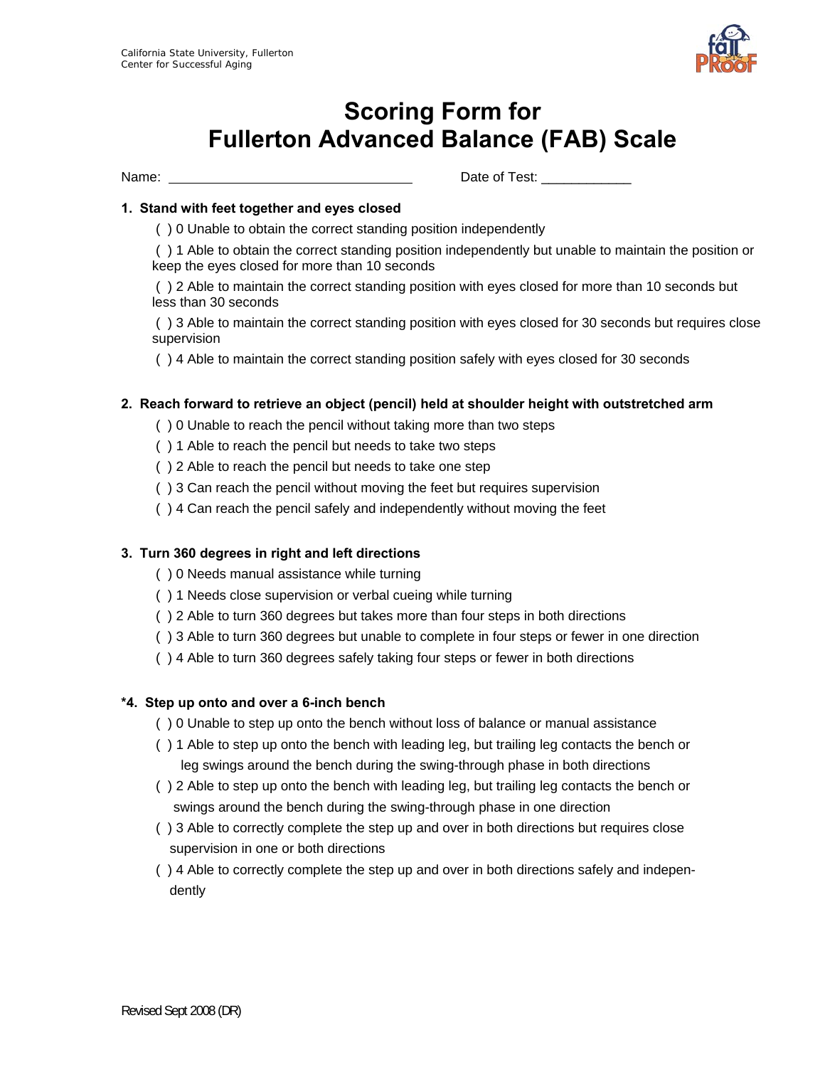California State University, Fullerton
Center for Successful Aging

# Scoring Form for Fullerton Advanced Balance (FAB) Scale

Name: ________________________________ Date of Test: ____________

**1. Stand with feet together and eyes closed**

( ) 0 Unable to obtain the correct standing position independently

( ) 1 Able to obtain the correct standing position independently but unable to maintain the position or keep the eyes closed for more than 10 seconds

( ) 2 Able to maintain the correct standing position with eyes closed for more than 10 seconds but less than 30 seconds

( ) 3 Able to maintain the correct standing position with eyes closed for 30 seconds but requires close supervision

( ) 4 Able to maintain the correct standing position safely with eyes closed for 30 seconds

**2. Reach forward to retrieve an object (pencil) held at shoulder height with outstretched arm**

( ) 0 Unable to reach the pencil without taking more than two steps

( ) 1 Able to reach the pencil but needs to take two steps

( ) 2 Able to reach the pencil but needs to take one step

( ) 3 Can reach the pencil without moving the feet but requires supervision

( ) 4 Can reach the pencil safely and independently without moving the feet

**3. Turn 360 degrees in right and left directions**

( ) 0 Needs manual assistance while turning

( ) 1 Needs close supervision or verbal cueing while turning

( ) 2 Able to turn 360 degrees but takes more than four steps in both directions

( ) 3 Able to turn 360 degrees but unable to complete in four steps or fewer in one direction

( ) 4 Able to turn 360 degrees safely taking four steps or fewer in both directions

**\*4. Step up onto and over a 6-inch bench**

( ) 0 Unable to step up onto the bench without loss of balance or manual assistance

( ) 1 Able to step up onto the bench with leading leg, but trailing leg contacts the bench or leg swings around the bench during the swing-through phase in both directions

( ) 2 Able to step up onto the bench with leading leg, but trailing leg contacts the bench or swings around the bench during the swing-through phase in one direction

( ) 3 Able to correctly complete the step up and over in both directions but requires close supervision in one or both directions

( ) 4 Able to correctly complete the step up and over in both directions safely and independently

Revised Sept 2008 (DR)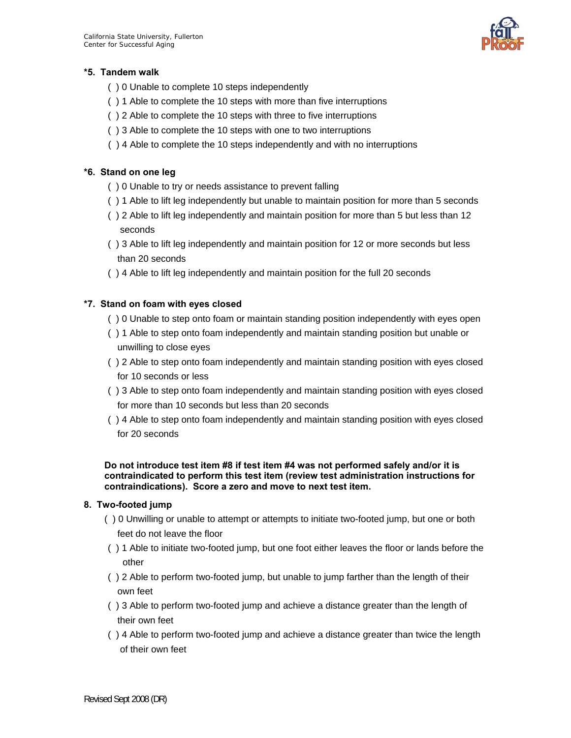**\*5. Tandem walk**

( ) 0 Unable to complete 10 steps independently

( ) 1 Able to complete the 10 steps with more than five interruptions

( ) 2 Able to complete the 10 steps with three to five interruptions

( ) 3 Able to complete the 10 steps with one to two interruptions

( ) 4 Able to complete the 10 steps independently and with no interruptions

**\*6. Stand on one leg**

( ) 0 Unable to try or needs assistance to prevent falling

( ) 1 Able to lift leg independently but unable to maintain position for more than 5 seconds

( ) 2 Able to lift leg independently and maintain position for more than 5 but less than 12 seconds

( ) 3 Able to lift leg independently and maintain position for 12 or more seconds but less than 20 seconds

( ) 4 Able to lift leg independently and maintain position for the full 20 seconds

**\*7. Stand on foam with eyes closed**

( ) 0 Unable to step onto foam or maintain standing position independently with eyes open

( ) 1 Able to step onto foam independently and maintain standing position but unable or unwilling to close eyes

( ) 2 Able to step onto foam independently and maintain standing position with eyes closed for 10 seconds or less

( ) 3 Able to step onto foam independently and maintain standing position with eyes closed for more than 10 seconds but less than 20 seconds

( ) 4 Able to step onto foam independently and maintain standing position with eyes closed for 20 seconds

**Do not introduce test item #8 if test item #4 was not performed safely and/or it is contraindicated to perform this test item (review test administration instructions for contraindications). Score a zero and move to next test item.**

**8. Two-footed jump**

( ) 0 Unwilling or unable to attempt or attempts to initiate two-footed jump, but one or both feet do not leave the floor

( ) 1 Able to initiate two-footed jump, but one foot either leaves the floor or lands before the other

( ) 2 Able to perform two-footed jump, but unable to jump farther than the length of their own feet

( ) 3 Able to perform two-footed jump and achieve a distance greater than the length of their own feet

( ) 4 Able to perform two-footed jump and achieve a distance greater than twice the length of their own feet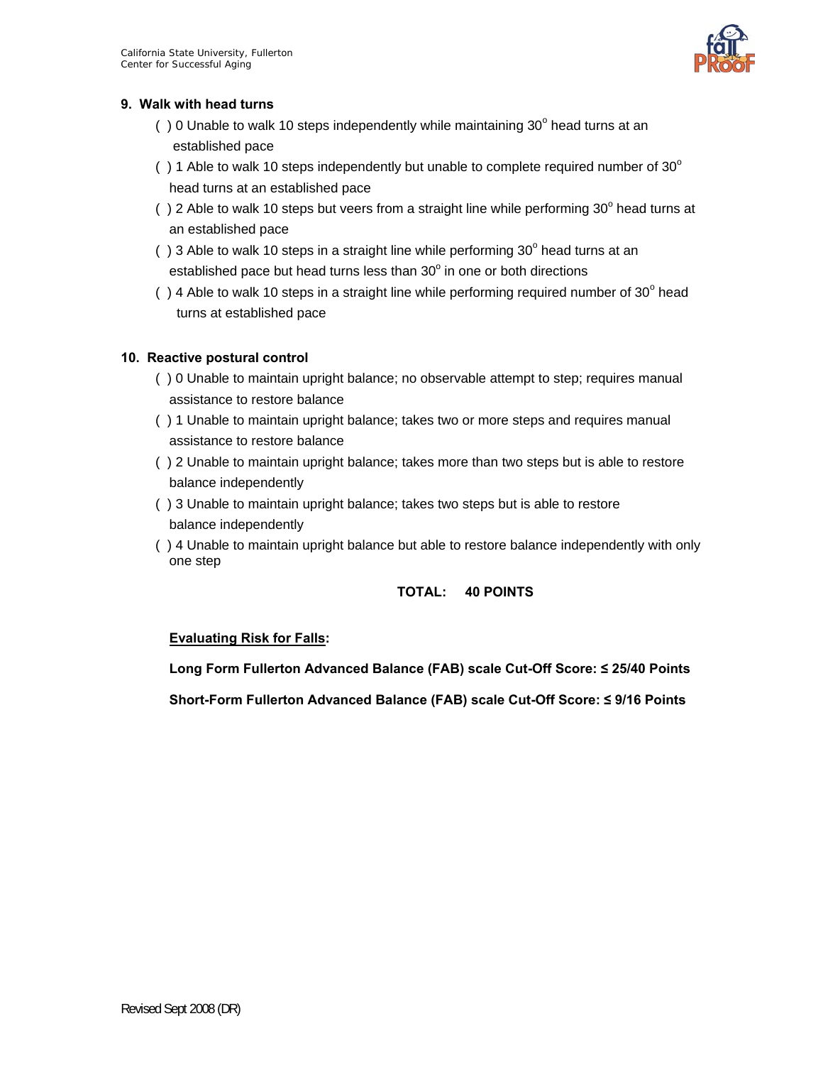**9. Walk with head turns**

- ( ) 0 Unable to walk 10 steps independently while maintaining 30$^{o}$ head turns at an established pace
- ( ) 1 Able to walk 10 steps independently but unable to complete required number of 30$^{o}$ head turns at an established pace
- ( ) 2 Able to walk 10 steps but veers from a straight line while performing 30$^{o}$ head turns at an established pace
- ( ) 3 Able to walk 10 steps in a straight line while performing 30$^{o}$ head turns at an established pace but head turns less than 30$^{o}$ in one or both directions
- ( ) 4 Able to walk 10 steps in a straight line while performing required number of 30$^{o}$ head turns at established pace

**10. Reactive postural control**

- ( ) 0 Unable to maintain upright balance; no observable attempt to step; requires manual assistance to restore balance
- ( ) 1 Unable to maintain upright balance; takes two or more steps and requires manual assistance to restore balance
- ( ) 2 Unable to maintain upright balance; takes more than two steps but is able to restore balance independently
- ( ) 3 Unable to maintain upright balance; takes two steps but is able to restore balance independently
- ( ) 4 Unable to maintain upright balance but able to restore balance independently with only one step

**TOTAL: 40 POINTS**

**Evaluating Risk for Falls:**

**Long Form Fullerton Advanced Balance (FAB) scale Cut-Off Score: ≤ 25/40 Points**

**Short-Form Fullerton Advanced Balance (FAB) scale Cut-Off Score: ≤ 9/16 Points**

Revised Sept 2008 (DR)